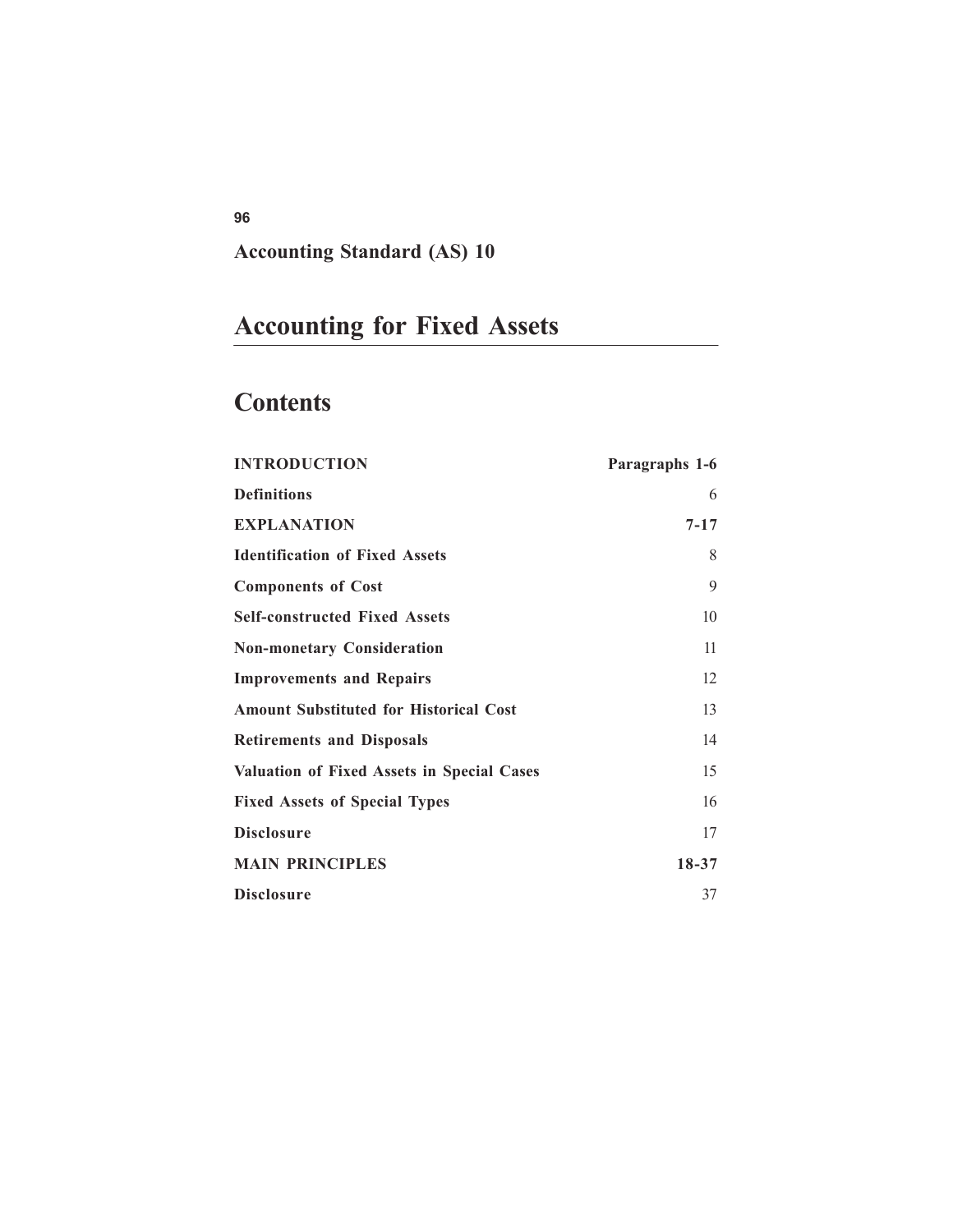## Accounting Standard (AS) 10

# Accounting for Fixed Assets

## Contents

| | |
|---|---|
| **INTRODUCTION** | **Paragraphs 1-6** |
| **Definitions** | 6 |
| **EXPLANATION** | **7-17** |
| **Identification of Fixed Assets** | 8 |
| **Components of Cost** | 9 |
| **Self-constructed Fixed Assets** | 10 |
| **Non-monetary Consideration** | 11 |
| **Improvements and Repairs** | 12 |
| **Amount Substituted for Historical Cost** | 13 |
| **Retirements and Disposals** | 14 |
| **Valuation of Fixed Assets in Special Cases** | 15 |
| **Fixed Assets of Special Types** | 16 |
| **Disclosure** | 17 |
| **MAIN PRINCIPLES** | **18-37** |
| **Disclosure** | 37 |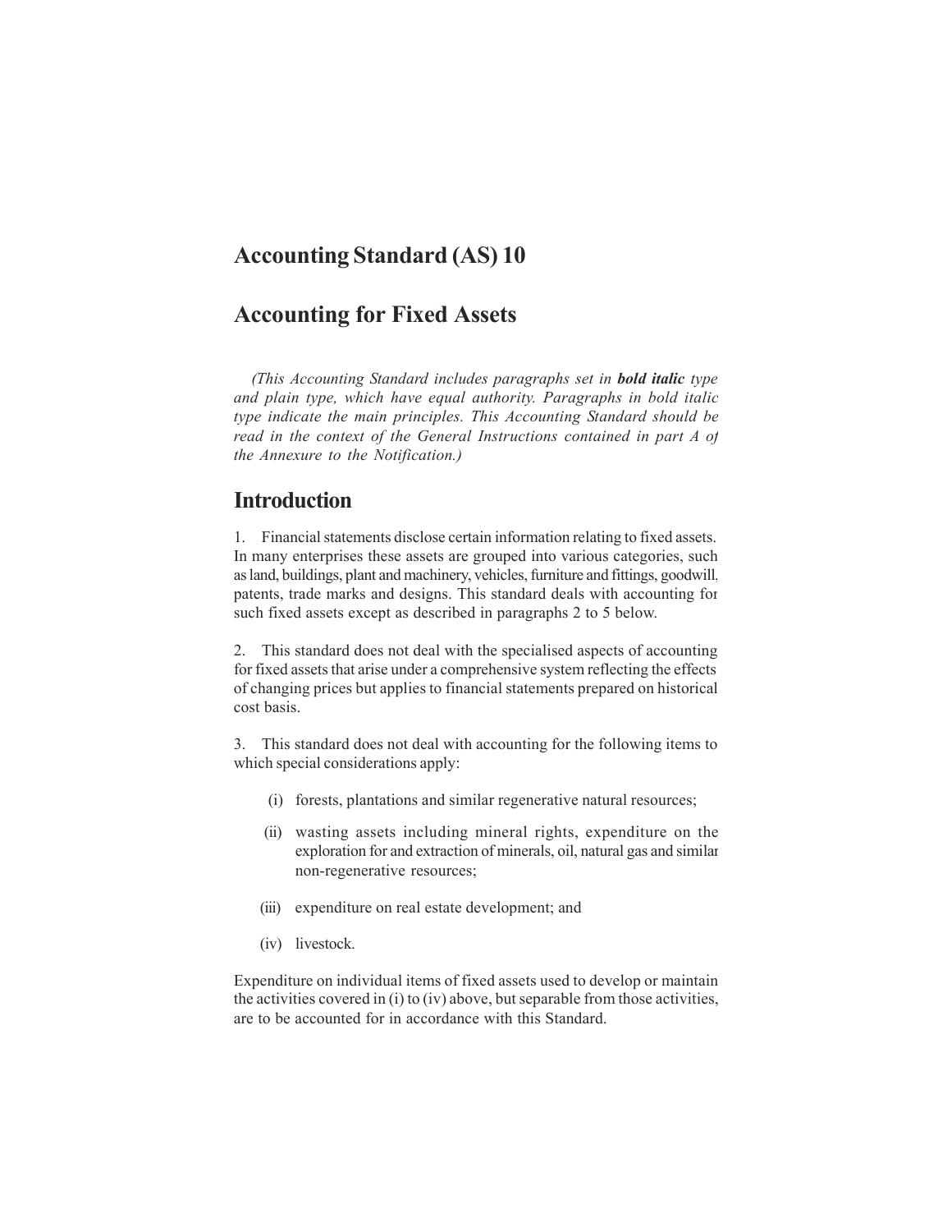# Accounting Standard (AS) 10

# Accounting for Fixed Assets

*(This Accounting Standard includes paragraphs set in **bold italic** type and plain type, which have equal authority. Paragraphs in bold italic type indicate the main principles. This Accounting Standard should be read in the context of the General Instructions contained in part A of the Annexure to the Notification.)*

## Introduction

1. Financial statements disclose certain information relating to fixed assets. In many enterprises these assets are grouped into various categories, such as land, buildings, plant and machinery, vehicles, furniture and fittings, goodwill, patents, trade marks and designs. This standard deals with accounting for such fixed assets except as described in paragraphs 2 to 5 below.

2. This standard does not deal with the specialised aspects of accounting for fixed assets that arise under a comprehensive system reflecting the effects of changing prices but applies to financial statements prepared on historical cost basis.

3. This standard does not deal with accounting for the following items to which special considerations apply:

(i) forests, plantations and similar regenerative natural resources;

(ii) wasting assets including mineral rights, expenditure on the exploration for and extraction of minerals, oil, natural gas and similar non-regenerative resources;

(iii) expenditure on real estate development; and

(iv) livestock.

Expenditure on individual items of fixed assets used to develop or maintain the activities covered in (i) to (iv) above, but separable from those activities, are to be accounted for in accordance with this Standard.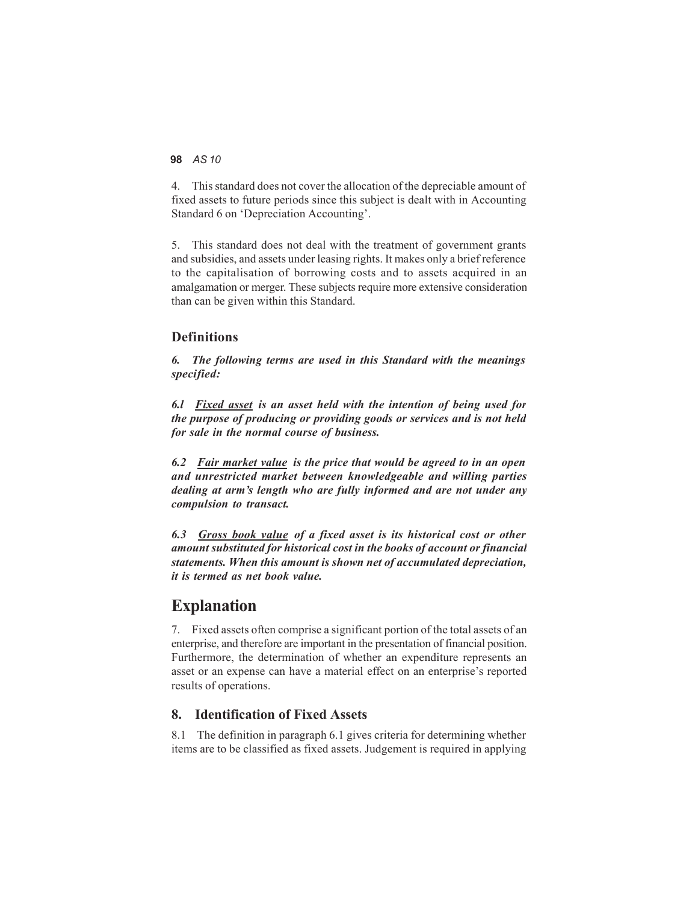4. This standard does not cover the allocation of the depreciable amount of fixed assets to future periods since this subject is dealt with in Accounting Standard 6 on 'Depreciation Accounting'.

5. This standard does not deal with the treatment of government grants and subsidies, and assets under leasing rights. It makes only a brief reference to the capitalisation of borrowing costs and to assets acquired in an amalgamation or merger. These subjects require more extensive consideration than can be given within this Standard.

### Definitions

***6. The following terms are used in this Standard with the meanings specified:***

***6.l <u>Fixed asset</u> is an asset held with the intention of being used for the purpose of producing or providing goods or services and is not held for sale in the normal course of business.***

***6.2 <u>Fair market value</u> is the price that would be agreed to in an open and unrestricted market between knowledgeable and willing parties dealing at arm's length who are fully informed and are not under any compulsion to transact.***

***6.3 <u>Gross book value</u> of a fixed asset is its historical cost or other amount substituted for historical cost in the books of account or financial statements. When this amount is shown net of accumulated depreciation, it is termed as net book value.***

## Explanation

7. Fixed assets often comprise a significant portion of the total assets of an enterprise, and therefore are important in the presentation of financial position. Furthermore, the determination of whether an expenditure represents an asset or an expense can have a material effect on an enterprise's reported results of operations.

### 8. Identification of Fixed Assets

8.1 The definition in paragraph 6.1 gives criteria for determining whether items are to be classified as fixed assets. Judgement is required in applying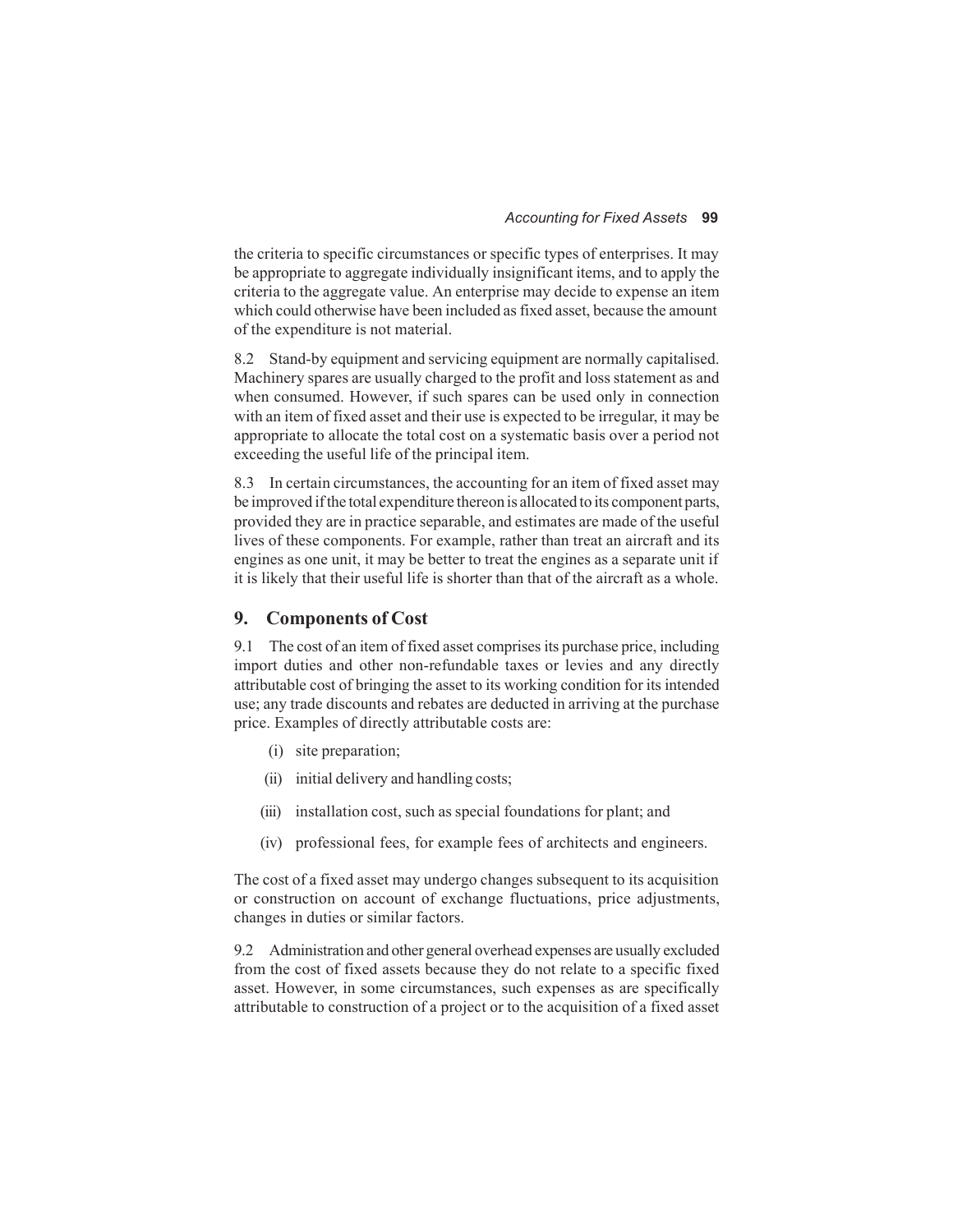the criteria to specific circumstances or specific types of enterprises. It may be appropriate to aggregate individually insignificant items, and to apply the criteria to the aggregate value. An enterprise may decide to expense an item which could otherwise have been included as fixed asset, because the amount of the expenditure is not material.

8.2 Stand-by equipment and servicing equipment are normally capitalised. Machinery spares are usually charged to the profit and loss statement as and when consumed. However, if such spares can be used only in connection with an item of fixed asset and their use is expected to be irregular, it may be appropriate to allocate the total cost on a systematic basis over a period not exceeding the useful life of the principal item.

8.3 In certain circumstances, the accounting for an item of fixed asset may be improved if the total expenditure thereon is allocated to its component parts, provided they are in practice separable, and estimates are made of the useful lives of these components. For example, rather than treat an aircraft and its engines as one unit, it may be better to treat the engines as a separate unit if it is likely that their useful life is shorter than that of the aircraft as a whole.

## 9. Components of Cost

9.1 The cost of an item of fixed asset comprises its purchase price, including import duties and other non-refundable taxes or levies and any directly attributable cost of bringing the asset to its working condition for its intended use; any trade discounts and rebates are deducted in arriving at the purchase price. Examples of directly attributable costs are:

(i) site preparation;

(ii) initial delivery and handling costs;

(iii) installation cost, such as special foundations for plant; and

(iv) professional fees, for example fees of architects and engineers.

The cost of a fixed asset may undergo changes subsequent to its acquisition or construction on account of exchange fluctuations, price adjustments, changes in duties or similar factors.

9.2 Administration and other general overhead expenses are usually excluded from the cost of fixed assets because they do not relate to a specific fixed asset. However, in some circumstances, such expenses as are specifically attributable to construction of a project or to the acquisition of a fixed asset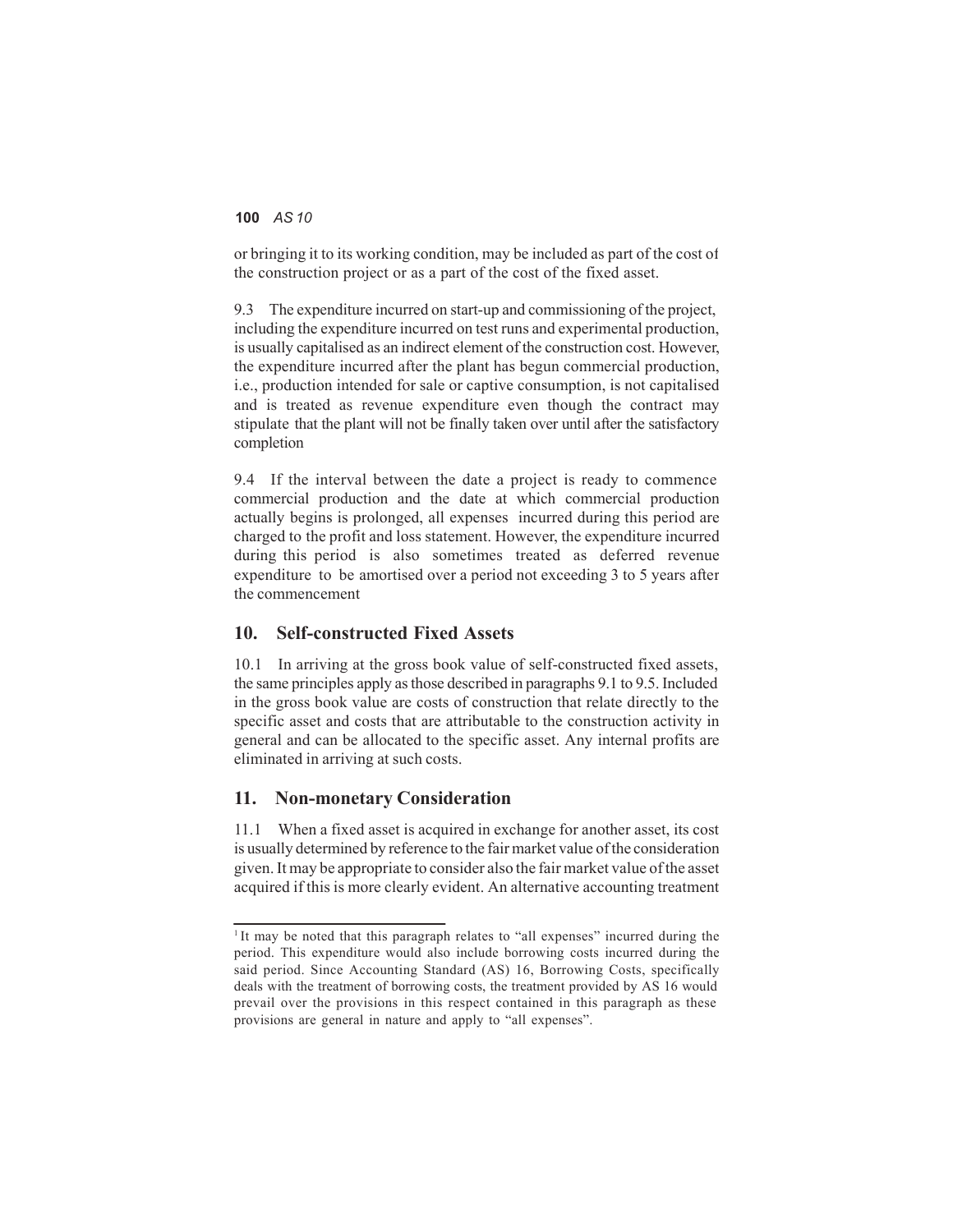or bringing it to its working condition, may be included as part of the cost of the construction project or as a part of the cost of the fixed asset.

9.3 The expenditure incurred on start-up and commissioning of the project, including the expenditure incurred on test runs and experimental production, is usually capitalised as an indirect element of the construction cost. However, the expenditure incurred after the plant has begun commercial production, i.e., production intended for sale or captive consumption, is not capitalised and is treated as revenue expenditure even though the contract may stipulate that the plant will not be finally taken over until after the satisfactory completion

9.4 If the interval between the date a project is ready to commence commercial production and the date at which commercial production actually begins is prolonged, all expenses incurred during this period are charged to the profit and loss statement. However, the expenditure incurred during this period is also sometimes treated as deferred revenue expenditure to be amortised over a period not exceeding 3 to 5 years after the commencement

## 10. Self-constructed Fixed Assets

10.1 In arriving at the gross book value of self-constructed fixed assets, the same principles apply as those described in paragraphs 9.1 to 9.5. Included in the gross book value are costs of construction that relate directly to the specific asset and costs that are attributable to the construction activity in general and can be allocated to the specific asset. Any internal profits are eliminated in arriving at such costs.

## 11. Non-monetary Consideration

11.1 When a fixed asset is acquired in exchange for another asset, its cost is usually determined by reference to the fair market value of the consideration given. It may be appropriate to consider also the fair market value of the asset acquired if this is more clearly evident. An alternative accounting treatment

---

[1] It may be noted that this paragraph relates to "all expenses" incurred during the period. This expenditure would also include borrowing costs incurred during the said period. Since Accounting Standard (AS) 16, Borrowing Costs, specifically deals with the treatment of borrowing costs, the treatment provided by AS 16 would prevail over the provisions in this respect contained in this paragraph as these provisions are general in nature and apply to "all expenses".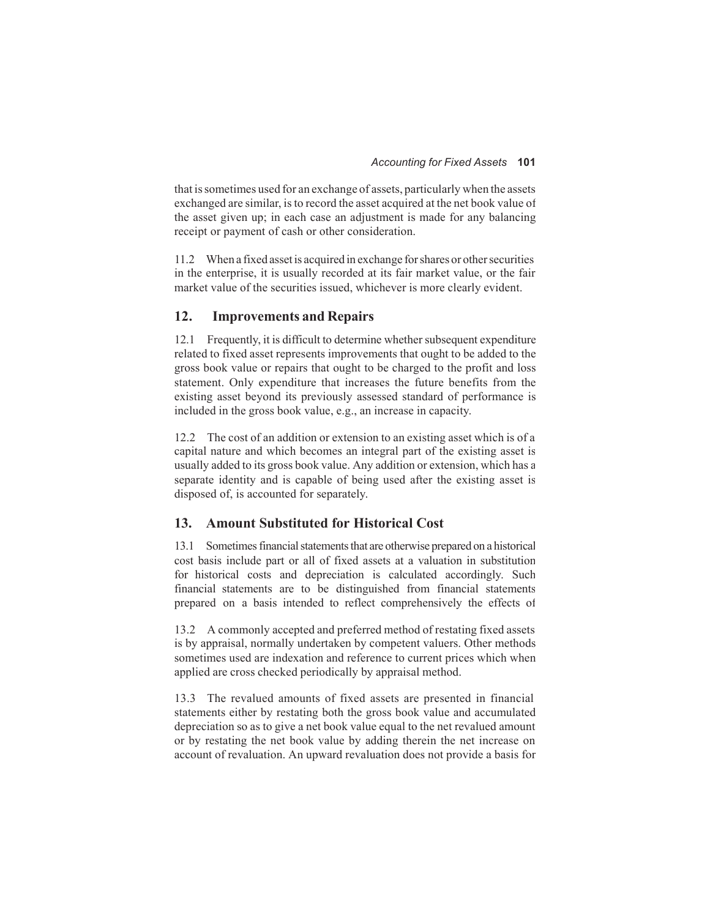that is sometimes used for an exchange of assets, particularly when the assets exchanged are similar, is to record the asset acquired at the net book value of the asset given up; in each case an adjustment is made for any balancing receipt or payment of cash or other consideration.

11.2 When a fixed asset is acquired in exchange for shares or other securities in the enterprise, it is usually recorded at its fair market value, or the fair market value of the securities issued, whichever is more clearly evident.

## 12. Improvements and Repairs

12.1 Frequently, it is difficult to determine whether subsequent expenditure related to fixed asset represents improvements that ought to be added to the gross book value or repairs that ought to be charged to the profit and loss statement. Only expenditure that increases the future benefits from the existing asset beyond its previously assessed standard of performance is included in the gross book value, e.g., an increase in capacity.

12.2 The cost of an addition or extension to an existing asset which is of a capital nature and which becomes an integral part of the existing asset is usually added to its gross book value. Any addition or extension, which has a separate identity and is capable of being used after the existing asset is disposed of, is accounted for separately.

## 13. Amount Substituted for Historical Cost

13.1 Sometimes financial statements that are otherwise prepared on a historical cost basis include part or all of fixed assets at a valuation in substitution for historical costs and depreciation is calculated accordingly. Such financial statements are to be distinguished from financial statements prepared on a basis intended to reflect comprehensively the effects of

13.2 A commonly accepted and preferred method of restating fixed assets is by appraisal, normally undertaken by competent valuers. Other methods sometimes used are indexation and reference to current prices which when applied are cross checked periodically by appraisal method.

13.3 The revalued amounts of fixed assets are presented in financial statements either by restating both the gross book value and accumulated depreciation so as to give a net book value equal to the net revalued amount or by restating the net book value by adding therein the net increase on account of revaluation. An upward revaluation does not provide a basis for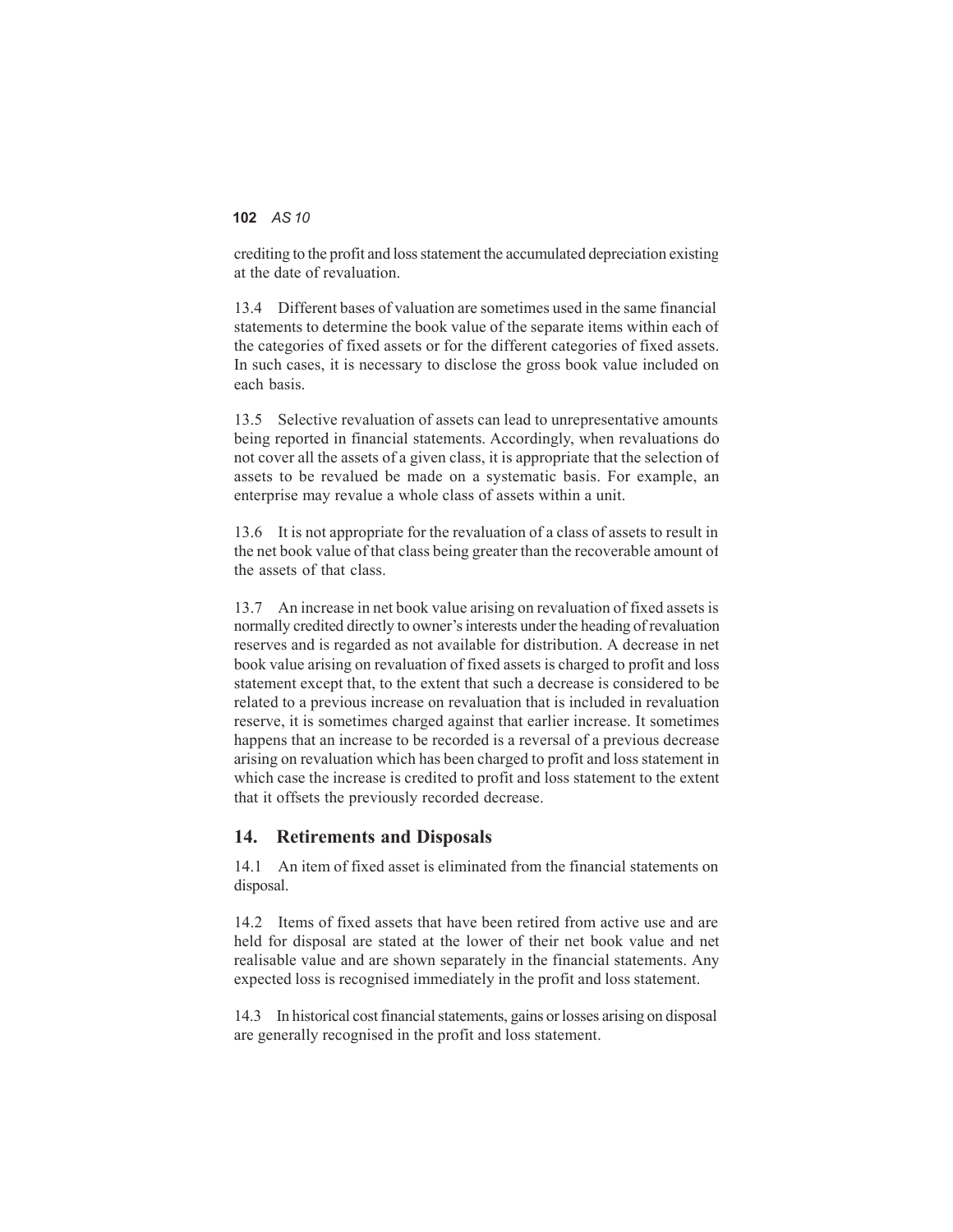crediting to the profit and loss statement the accumulated depreciation existing at the date of revaluation.

13.4 Different bases of valuation are sometimes used in the same financial statements to determine the book value of the separate items within each of the categories of fixed assets or for the different categories of fixed assets. In such cases, it is necessary to disclose the gross book value included on each basis.

13.5 Selective revaluation of assets can lead to unrepresentative amounts being reported in financial statements. Accordingly, when revaluations do not cover all the assets of a given class, it is appropriate that the selection of assets to be revalued be made on a systematic basis. For example, an enterprise may revalue a whole class of assets within a unit.

13.6 It is not appropriate for the revaluation of a class of assets to result in the net book value of that class being greater than the recoverable amount of the assets of that class.

13.7 An increase in net book value arising on revaluation of fixed assets is normally credited directly to owner's interests under the heading of revaluation reserves and is regarded as not available for distribution. A decrease in net book value arising on revaluation of fixed assets is charged to profit and loss statement except that, to the extent that such a decrease is considered to be related to a previous increase on revaluation that is included in revaluation reserve, it is sometimes charged against that earlier increase. It sometimes happens that an increase to be recorded is a reversal of a previous decrease arising on revaluation which has been charged to profit and loss statement in which case the increase is credited to profit and loss statement to the extent that it offsets the previously recorded decrease.

## 14. Retirements and Disposals

14.1 An item of fixed asset is eliminated from the financial statements on disposal.

14.2 Items of fixed assets that have been retired from active use and are held for disposal are stated at the lower of their net book value and net realisable value and are shown separately in the financial statements. Any expected loss is recognised immediately in the profit and loss statement.

14.3 In historical cost financial statements, gains or losses arising on disposal are generally recognised in the profit and loss statement.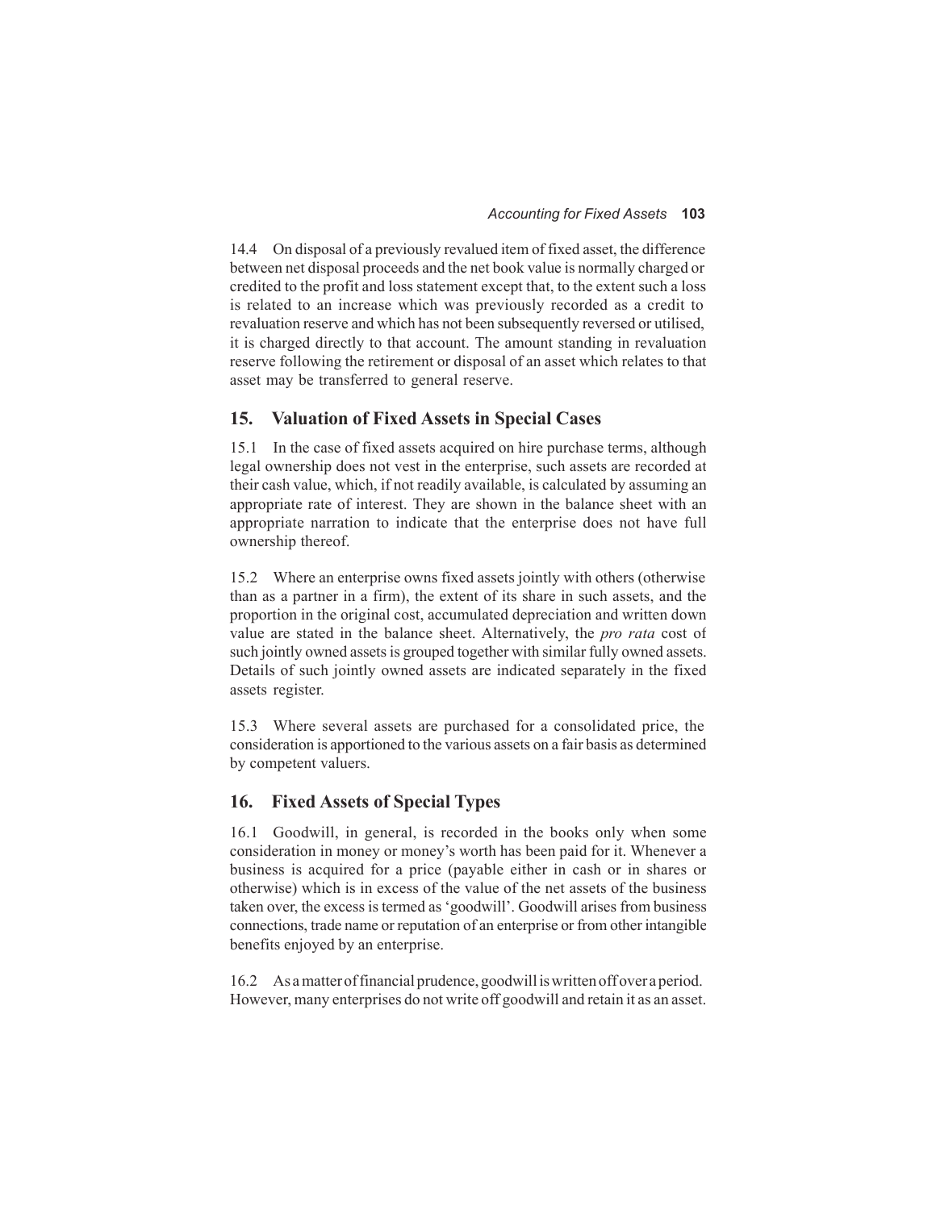14.4 On disposal of a previously revalued item of fixed asset, the difference between net disposal proceeds and the net book value is normally charged or credited to the profit and loss statement except that, to the extent such a loss is related to an increase which was previously recorded as a credit to revaluation reserve and which has not been subsequently reversed or utilised, it is charged directly to that account. The amount standing in revaluation reserve following the retirement or disposal of an asset which relates to that asset may be transferred to general reserve.

## 15. Valuation of Fixed Assets in Special Cases

15.1 In the case of fixed assets acquired on hire purchase terms, although legal ownership does not vest in the enterprise, such assets are recorded at their cash value, which, if not readily available, is calculated by assuming an appropriate rate of interest. They are shown in the balance sheet with an appropriate narration to indicate that the enterprise does not have full ownership thereof.

15.2 Where an enterprise owns fixed assets jointly with others (otherwise than as a partner in a firm), the extent of its share in such assets, and the proportion in the original cost, accumulated depreciation and written down value are stated in the balance sheet. Alternatively, the *pro rata* cost of such jointly owned assets is grouped together with similar fully owned assets. Details of such jointly owned assets are indicated separately in the fixed assets register.

15.3 Where several assets are purchased for a consolidated price, the consideration is apportioned to the various assets on a fair basis as determined by competent valuers.

## 16. Fixed Assets of Special Types

16.1 Goodwill, in general, is recorded in the books only when some consideration in money or money's worth has been paid for it. Whenever a business is acquired for a price (payable either in cash or in shares or otherwise) which is in excess of the value of the net assets of the business taken over, the excess is termed as 'goodwill'. Goodwill arises from business connections, trade name or reputation of an enterprise or from other intangible benefits enjoyed by an enterprise.

16.2 As a matter of financial prudence, goodwill is written off over a period. However, many enterprises do not write off goodwill and retain it as an asset.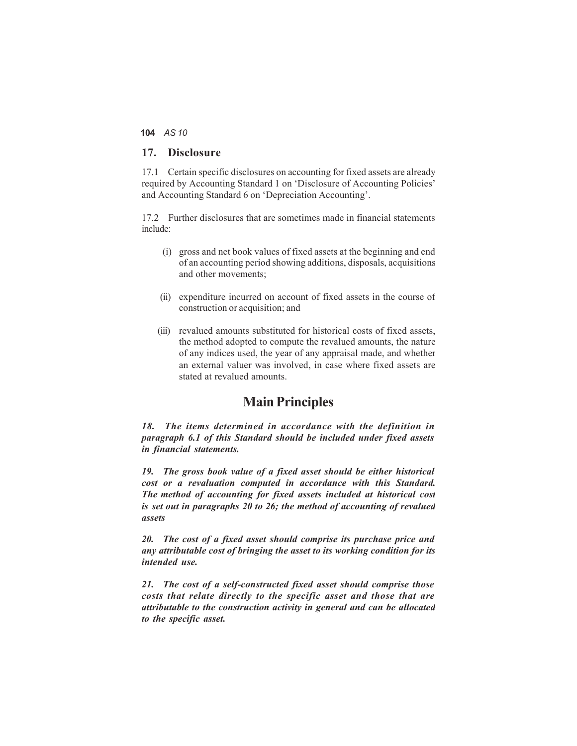## 17. Disclosure

17.1 Certain specific disclosures on accounting for fixed assets are already required by Accounting Standard 1 on 'Disclosure of Accounting Policies' and Accounting Standard 6 on 'Depreciation Accounting'.

17.2 Further disclosures that are sometimes made in financial statements include:

(i) gross and net book values of fixed assets at the beginning and end of an accounting period showing additions, disposals, acquisitions and other movements;

(ii) expenditure incurred on account of fixed assets in the course of construction or acquisition; and

(iii) revalued amounts substituted for historical costs of fixed assets, the method adopted to compute the revalued amounts, the nature of any indices used, the year of any appraisal made, and whether an external valuer was involved, in case where fixed assets are stated at revalued amounts.

# Main Principles

***18. The items determined in accordance with the definition in paragraph 6.1 of this Standard should be included under fixed assets in financial statements.***

***19. The gross book value of a fixed asset should be either historical cost or a revaluation computed in accordance with this Standard. The method of accounting for fixed assets included at historical cost is set out in paragraphs 20 to 26; the method of accounting of revalued assets***

***20. The cost of a fixed asset should comprise its purchase price and any attributable cost of bringing the asset to its working condition for its intended use.***

***21. The cost of a self-constructed fixed asset should comprise those costs that relate directly to the specific asset and those that are attributable to the construction activity in general and can be allocated to the specific asset.***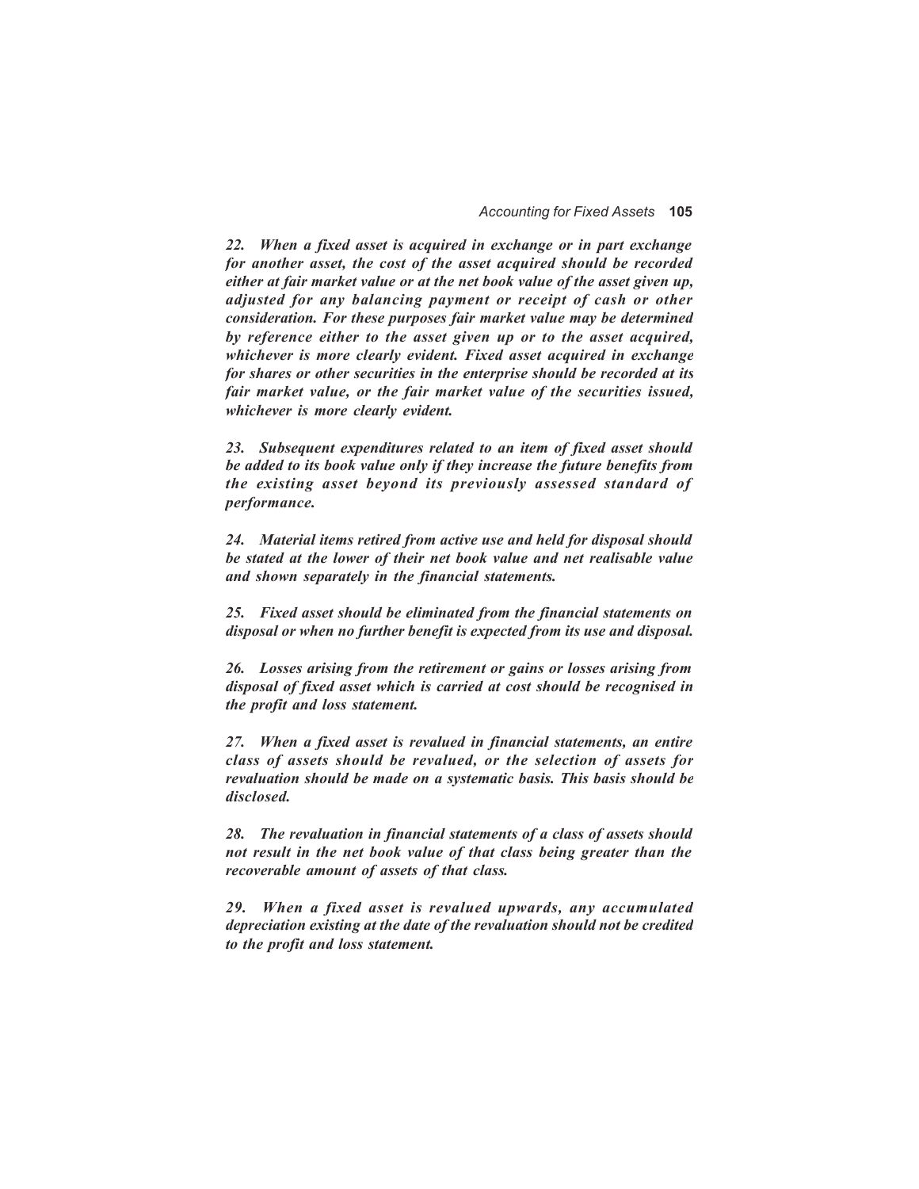*22. When a fixed asset is acquired in exchange or in part exchange for another asset, the cost of the asset acquired should be recorded either at fair market value or at the net book value of the asset given up, adjusted for any balancing payment or receipt of cash or other consideration. For these purposes fair market value may be determined by reference either to the asset given up or to the asset acquired, whichever is more clearly evident. Fixed asset acquired in exchange for shares or other securities in the enterprise should be recorded at its fair market value, or the fair market value of the securities issued, whichever is more clearly evident.*

*23. Subsequent expenditures related to an item of fixed asset should be added to its book value only if they increase the future benefits from the existing asset beyond its previously assessed standard of performance.*

*24. Material items retired from active use and held for disposal should be stated at the lower of their net book value and net realisable value and shown separately in the financial statements.*

*25. Fixed asset should be eliminated from the financial statements on disposal or when no further benefit is expected from its use and disposal.*

*26. Losses arising from the retirement or gains or losses arising from disposal of fixed asset which is carried at cost should be recognised in the profit and loss statement.*

*27. When a fixed asset is revalued in financial statements, an entire class of assets should be revalued, or the selection of assets for revaluation should be made on a systematic basis. This basis should be disclosed.*

*28. The revaluation in financial statements of a class of assets should not result in the net book value of that class being greater than the recoverable amount of assets of that class.*

*29. When a fixed asset is revalued upwards, any accumulated depreciation existing at the date of the revaluation should not be credited to the profit and loss statement.*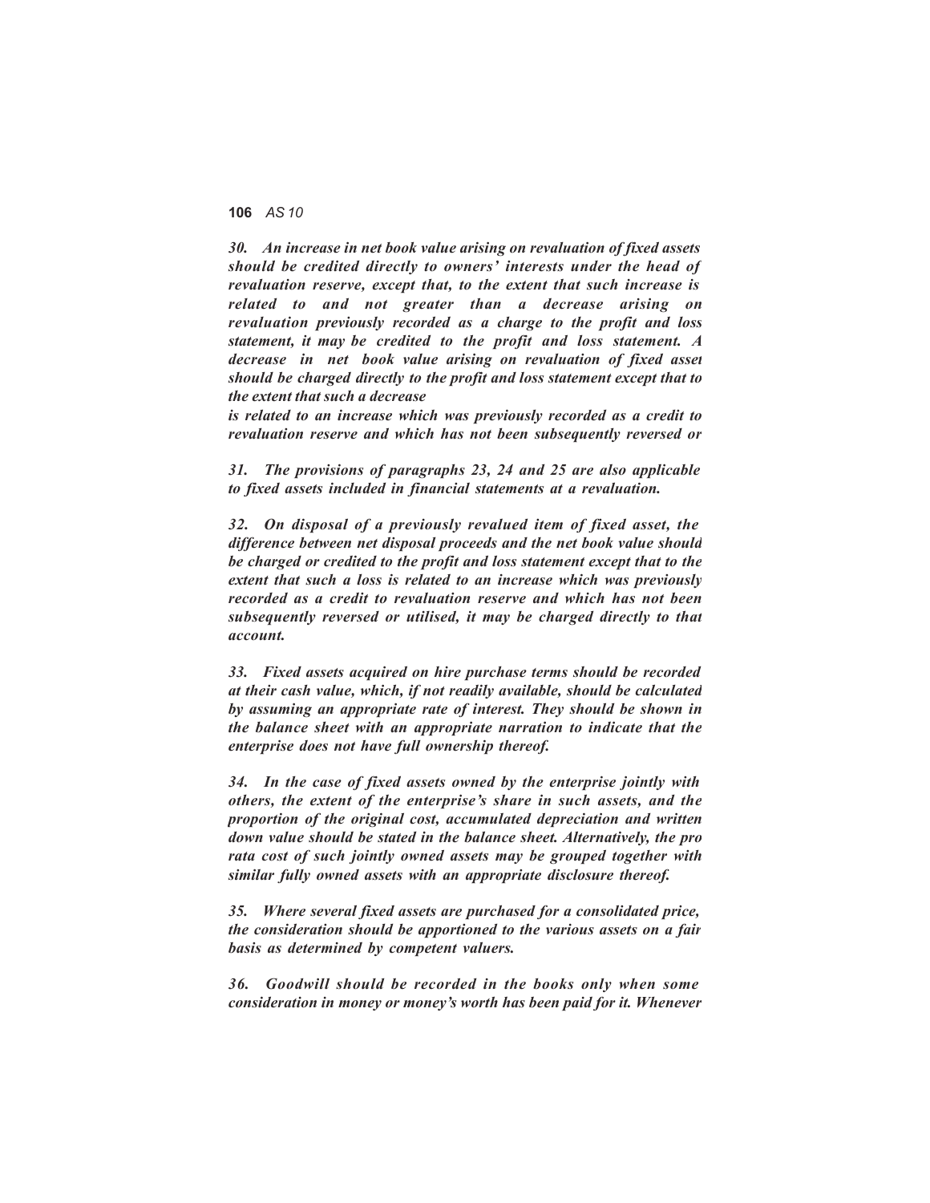*30. An increase in net book value arising on revaluation of fixed assets should be credited directly to owners' interests under the head of revaluation reserve, except that, to the extent that such increase is related to and not greater than a decrease arising on revaluation previously recorded as a charge to the profit and loss statement, it may be credited to the profit and loss statement. A decrease in net book value arising on revaluation of fixed asset should be charged directly to the profit and loss statement except that to the extent that such a decrease*

*is related to an increase which was previously recorded as a credit to revaluation reserve and which has not been subsequently reversed or*

*31. The provisions of paragraphs 23, 24 and 25 are also applicable to fixed assets included in financial statements at a revaluation.*

*32. On disposal of a previously revalued item of fixed asset, the difference between net disposal proceeds and the net book value should be charged or credited to the profit and loss statement except that to the extent that such a loss is related to an increase which was previously recorded as a credit to revaluation reserve and which has not been subsequently reversed or utilised, it may be charged directly to that account.*

*33. Fixed assets acquired on hire purchase terms should be recorded at their cash value, which, if not readily available, should be calculated by assuming an appropriate rate of interest. They should be shown in the balance sheet with an appropriate narration to indicate that the enterprise does not have full ownership thereof.*

*34. In the case of fixed assets owned by the enterprise jointly with others, the extent of the enterprise's share in such assets, and the proportion of the original cost, accumulated depreciation and written down value should be stated in the balance sheet. Alternatively, the pro rata cost of such jointly owned assets may be grouped together with similar fully owned assets with an appropriate disclosure thereof.*

*35. Where several fixed assets are purchased for a consolidated price, the consideration should be apportioned to the various assets on a fair basis as determined by competent valuers.*

*36. Goodwill should be recorded in the books only when some consideration in money or money's worth has been paid for it. Whenever*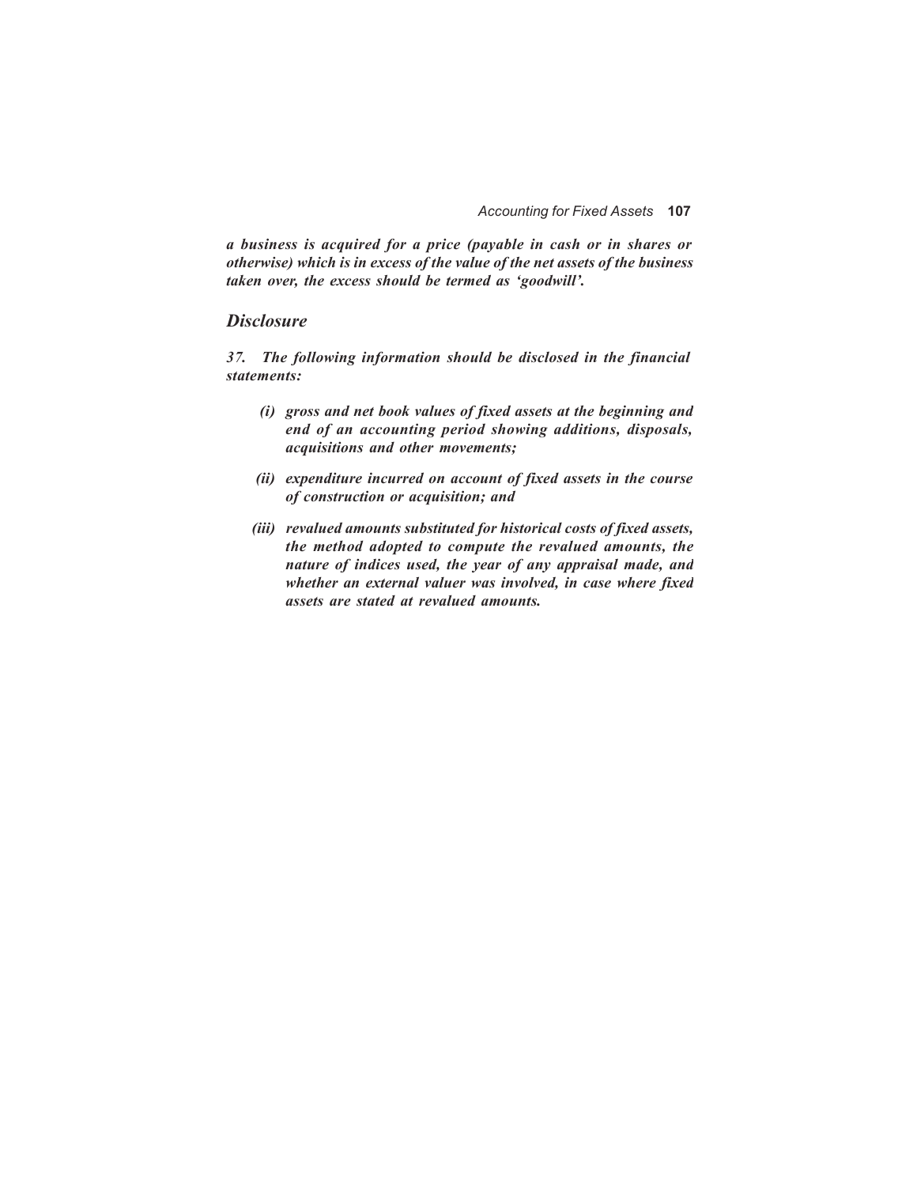***a business is acquired for a price (payable in cash or in shares or otherwise) which is in excess of the value of the net assets of the business taken over, the excess should be termed as 'goodwill'.***

## *Disclosure*

***37. The following information should be disclosed in the financial statements:***

- ***(i) gross and net book values of fixed assets at the beginning and end of an accounting period showing additions, disposals, acquisitions and other movements;***
- ***(ii) expenditure incurred on account of fixed assets in the course of construction or acquisition; and***
- ***(iii) revalued amounts substituted for historical costs of fixed assets, the method adopted to compute the revalued amounts, the nature of indices used, the year of any appraisal made, and whether an external valuer was involved, in case where fixed assets are stated at revalued amounts.***